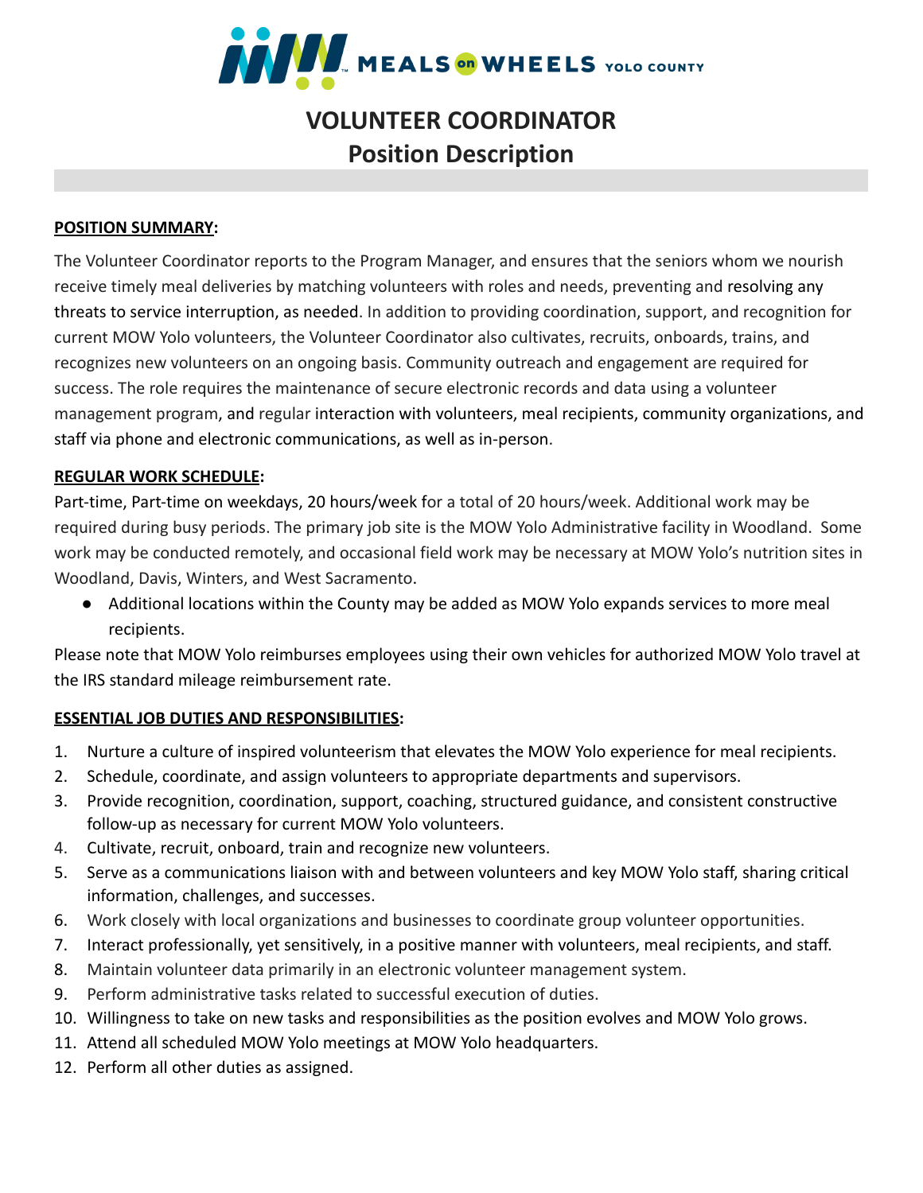MEALS on WHEELS YOLO COUNTY

# VOLUNTEER COORDINATOR
# Position Description

**POSITION SUMMARY:**

The Volunteer Coordinator reports to the Program Manager, and ensures that the seniors whom we nourish receive timely meal deliveries by matching volunteers with roles and needs, preventing and resolving any threats to service interruption, as needed. In addition to providing coordination, support, and recognition for current MOW Yolo volunteers, the Volunteer Coordinator also cultivates, recruits, onboards, trains, and recognizes new volunteers on an ongoing basis. Community outreach and engagement are required for success. The role requires the maintenance of secure electronic records and data using a volunteer management program, and regular interaction with volunteers, meal recipients, community organizations, and staff via phone and electronic communications, as well as in-person.

**REGULAR WORK SCHEDULE:**

Part-time, Part-time on weekdays, 20 hours/week for a total of 20 hours/week. Additional work may be required during busy periods. The primary job site is the MOW Yolo Administrative facility in Woodland. Some work may be conducted remotely, and occasional field work may be necessary at MOW Yolo's nutrition sites in Woodland, Davis, Winters, and West Sacramento.

- Additional locations within the County may be added as MOW Yolo expands services to more meal recipients.

Please note that MOW Yolo reimburses employees using their own vehicles for authorized MOW Yolo travel at the IRS standard mileage reimbursement rate.

**ESSENTIAL JOB DUTIES AND RESPONSIBILITIES:**

1. Nurture a culture of inspired volunteerism that elevates the MOW Yolo experience for meal recipients.
2. Schedule, coordinate, and assign volunteers to appropriate departments and supervisors.
3. Provide recognition, coordination, support, coaching, structured guidance, and consistent constructive follow-up as necessary for current MOW Yolo volunteers.
4. Cultivate, recruit, onboard, train and recognize new volunteers.
5. Serve as a communications liaison with and between volunteers and key MOW Yolo staff, sharing critical information, challenges, and successes.
6. Work closely with local organizations and businesses to coordinate group volunteer opportunities.
7. Interact professionally, yet sensitively, in a positive manner with volunteers, meal recipients, and staff.
8. Maintain volunteer data primarily in an electronic volunteer management system.
9. Perform administrative tasks related to successful execution of duties.
10. Willingness to take on new tasks and responsibilities as the position evolves and MOW Yolo grows.
11. Attend all scheduled MOW Yolo meetings at MOW Yolo headquarters.
12. Perform all other duties as assigned.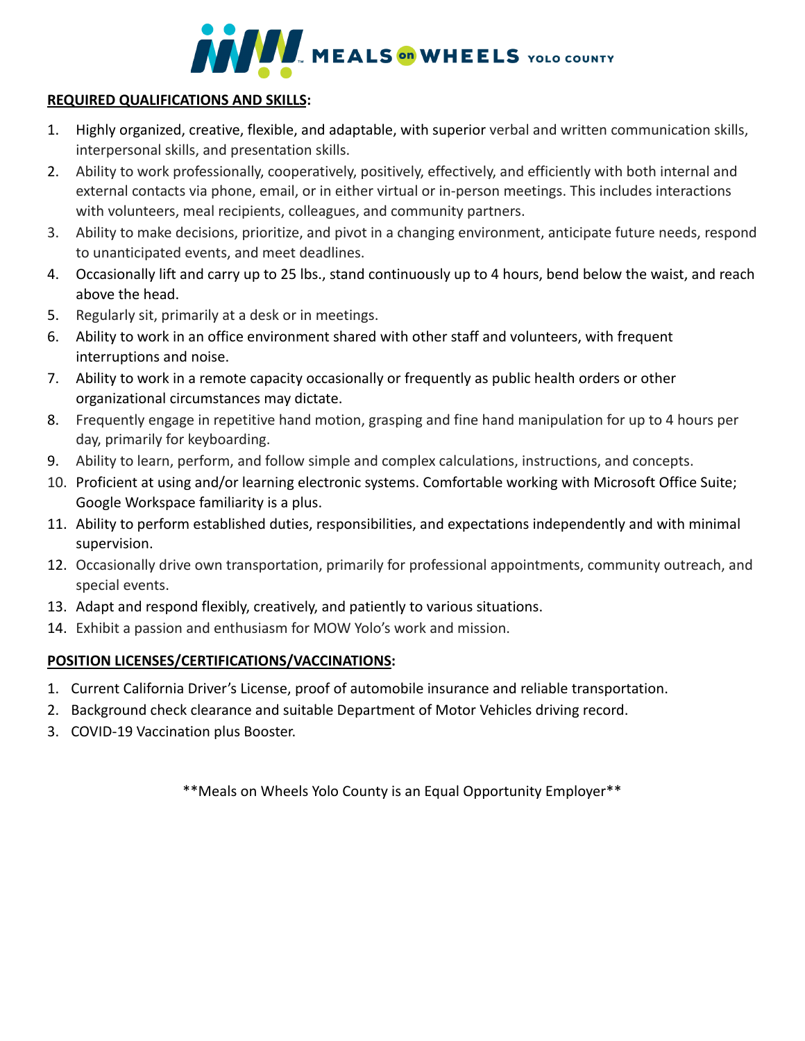**REQUIRED QUALIFICATIONS AND SKILLS:**

1. Highly organized, creative, flexible, and adaptable, with superior verbal and written communication skills, interpersonal skills, and presentation skills.
2. Ability to work professionally, cooperatively, positively, effectively, and efficiently with both internal and external contacts via phone, email, or in either virtual or in-person meetings. This includes interactions with volunteers, meal recipients, colleagues, and community partners.
3. Ability to make decisions, prioritize, and pivot in a changing environment, anticipate future needs, respond to unanticipated events, and meet deadlines.
4. Occasionally lift and carry up to 25 lbs., stand continuously up to 4 hours, bend below the waist, and reach above the head.
5. Regularly sit, primarily at a desk or in meetings.
6. Ability to work in an office environment shared with other staff and volunteers, with frequent interruptions and noise.
7. Ability to work in a remote capacity occasionally or frequently as public health orders or other organizational circumstances may dictate.
8. Frequently engage in repetitive hand motion, grasping and fine hand manipulation for up to 4 hours per day, primarily for keyboarding.
9. Ability to learn, perform, and follow simple and complex calculations, instructions, and concepts.
10. Proficient at using and/or learning electronic systems. Comfortable working with Microsoft Office Suite; Google Workspace familiarity is a plus.
11. Ability to perform established duties, responsibilities, and expectations independently and with minimal supervision.
12. Occasionally drive own transportation, primarily for professional appointments, community outreach, and special events.
13. Adapt and respond flexibly, creatively, and patiently to various situations.
14. Exhibit a passion and enthusiasm for MOW Yolo's work and mission.

**POSITION LICENSES/CERTIFICATIONS/VACCINATIONS:**

1. Current California Driver's License, proof of automobile insurance and reliable transportation.
2. Background check clearance and suitable Department of Motor Vehicles driving record.
3. COVID-19 Vaccination plus Booster.

**Meals on Wheels Yolo County is an Equal Opportunity Employer**